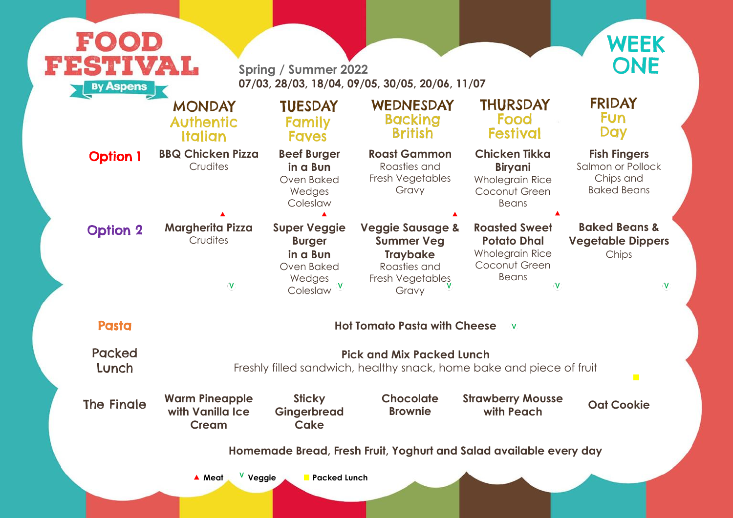# FOOD FESTIVAL

By Aspens

Spring / Summer 2022

**07/03, 28/03, 18/04, 09/05, 30/05, 20/06, 11/07**

# WEEK ONE

| | MONDAY<br>Authentic Italian | TUESDAY<br>Family Faves | WEDNESDAY<br>Backing British | THURSDAY<br>Food Festival | FRIDAY<br>Fun Day |
|---|---|---|---|---|---|
| **Option 1** | **BBQ Chicken Pizza**<br>Crudites ▲ | **Beef Burger in a Bun**<br>Oven Baked Wedges<br>Coleslaw ▲ | **Roast Gammon**<br>Roasties and Fresh Vegetables<br>Gravy ▲ | **Chicken Tikka Biryani**<br>Wholegrain Rice<br>Coconut Green Beans ▲ | **Fish Fingers**<br>Salmon or Pollock<br>Chips and Baked Beans |
| **Option 2** | **Margherita Pizza**<br>Crudites V | **Super Veggie Burger in a Bun**<br>Oven Baked Wedges<br>Coleslaw V | **Veggie Sausage & Summer Veg Traybake**<br>Roasties and Fresh Vegetables<br>Gravy V | **Roasted Sweet Potato Dhal**<br>Wholegrain Rice<br>Coconut Green Beans V | **Baked Beans & Vegetable Dippers**<br>Chips V |
| **Pasta** | **Hot Tomato Pasta with Cheese** V | | | | |
| **Packed Lunch** | **Pick and Mix Packed Lunch**<br>Freshly filled sandwich, healthy snack, home bake and piece of fruit ■ | | | | |
| **The Finale** | **Warm Pineapple with Vanilla Ice Cream** | **Sticky Gingerbread Cake** | **Chocolate Brownie** | **Strawberry Mousse with Peach** | **Oat Cookie** |

**Homemade Bread, Fresh Fruit, Yoghurt and Salad available every day**

▲ **Meat** V **Veggie** ■ **Packed Lunch**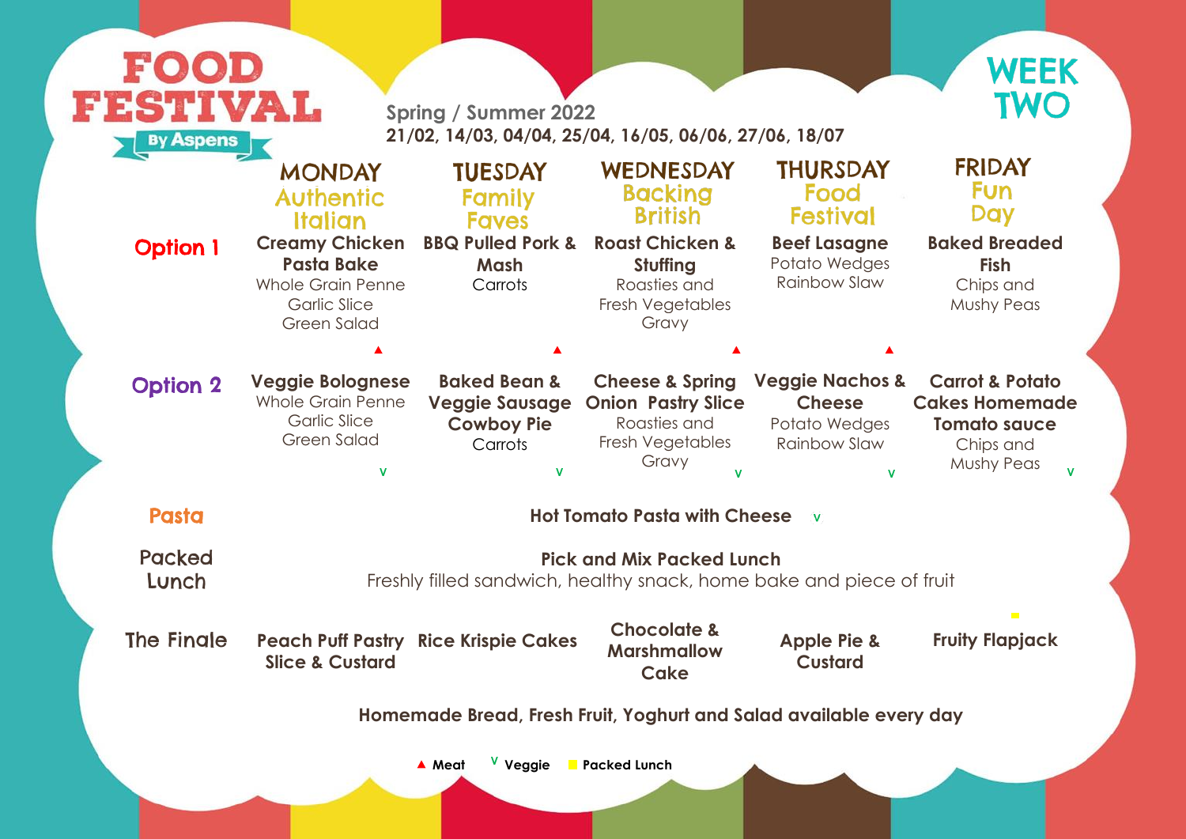# FOOD FESTIVAL

By Aspens

## WEEK TWO

**Spring / Summer 2022**

**21/02, 14/03, 04/04, 25/04, 16/05, 06/06, 27/06, 18/07**

| | MONDAY Authentic Italian | TUESDAY Family Faves | WEDNESDAY Backing British | THURSDAY Food Festival | FRIDAY Fun Day |
|---|---|---|---|---|---|
| **Option 1** | **Creamy Chicken Pasta Bake** Whole Grain Penne Garlic Slice Green Salad ▲ | **BBQ Pulled Pork & Mash** Carrots ▲ | **Roast Chicken & Stuffing** Roasties and Fresh Vegetables Gravy ▲ | **Beef Lasagne** Potato Wedges Rainbow Slaw ▲ | **Baked Breaded Fish** Chips and Mushy Peas |
| **Option 2** | **Veggie Bolognese** Whole Grain Penne Garlic Slice Green Salad V | **Baked Bean & Veggie Sausage Cowboy Pie** Carrots V | **Cheese & Spring Onion Pastry Slice** Roasties and Fresh Vegetables Gravy V | **Veggie Nachos & Cheese** Potato Wedges Rainbow Slaw V | **Carrot & Potato Cakes Homemade Tomato sauce** Chips and Mushy Peas V |
| **Pasta** | **Hot Tomato Pasta with Cheese** V | | | | |
| **Packed Lunch** | **Pick and Mix Packed Lunch** Freshly filled sandwich, healthy snack, home bake and piece of fruit | | | | |
| **The Finale** | **Peach Puff Pastry Slice & Custard** | **Rice Krispie Cakes** | **Chocolate & Marshmallow Cake** | **Apple Pie & Custard** | **Fruity Flapjack** ■ |

**Homemade Bread, Fresh Fruit, Yoghurt and Salad available every day**

▲ **Meat** V **Veggie** ■ **Packed Lunch**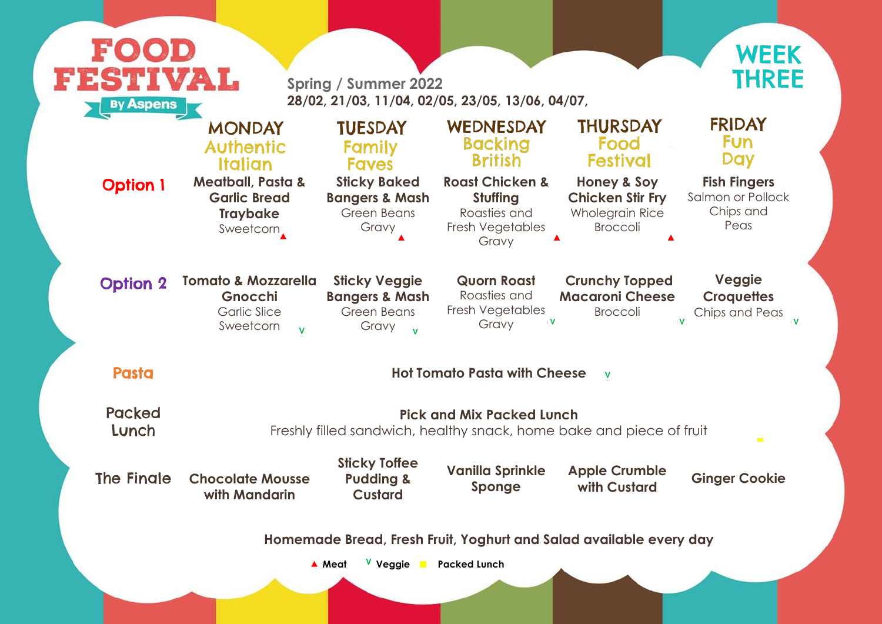# FOOD FESTIVAL

By Aspens

Spring / Summer 2022

28/02, 21/03, 11/04, 02/05, 23/05, 13/06, 04/07,

## WEEK THREE

| | MONDAY Authentic Italian | TUESDAY Family Faves | WEDNESDAY Backing British | THURSDAY Food Festival | FRIDAY Fun Day |
|---|---|---|---|---|---|
| **Option 1** | **Meatball, Pasta & Garlic Bread Traybake** Sweetcorn ▲ | **Sticky Baked Bangers & Mash** Green Beans Gravy ▲ | **Roast Chicken & Stuffing** Roasties and Fresh Vegetables Gravy ▲ | **Honey & Soy Chicken Stir Fry** Wholegrain Rice Broccoli ▲ | **Fish Fingers** Salmon or Pollock Chips and Peas |
| **Option 2** | **Tomato & Mozzarella Gnocchi** Garlic Slice Sweetcorn V | **Sticky Veggie Bangers & Mash** Green Beans Gravy V | **Quorn Roast** Roasties and Fresh Vegetables Gravy V | **Crunchy Topped Macaroni Cheese** Broccoli V | **Veggie Croquettes** Chips and Peas V |
| **Pasta** | **Hot Tomato Pasta with Cheese** V | | | | |
| **Packed Lunch** | **Pick and Mix Packed Lunch** Freshly filled sandwich, healthy snack, home bake and piece of fruit | | | | |
| **The Finale** | **Chocolate Mousse with Mandarin** | **Sticky Toffee Pudding & Custard** | **Vanilla Sprinkle Sponge** | **Apple Crumble with Custard** | **Ginger Cookie** |

**Homemade Bread, Fresh Fruit, Yoghurt and Salad available every day**

▲ Meat V Veggie ■ Packed Lunch